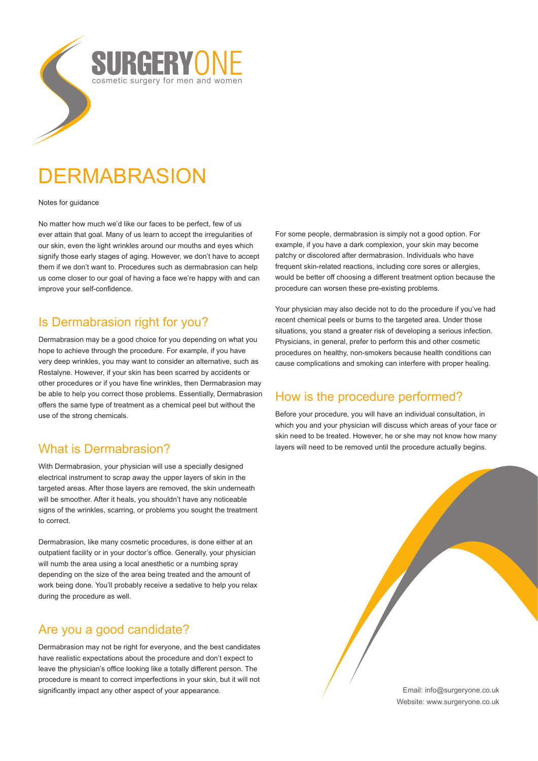SURGERYONE
cosmetic surgery for men and women

# DERMABRASION

Notes for guidance

No matter how much we'd like our faces to be perfect, few of us ever attain that goal. Many of us learn to accept the irregularities of our skin, even the light wrinkles around our mouths and eyes which signify those early stages of aging. However, we don't have to accept them if we don't want to. Procedures such as dermabrasion can help us come closer to our goal of having a face we're happy with and can improve your self-confidence.

## Is Dermabrasion right for you?

Dermabrasion may be a good choice for you depending on what you hope to achieve through the procedure. For example, if you have very deep wrinkles, you may want to consider an alternative, such as Restalyne. However, if your skin has been scarred by accidents or other procedures or if you have fine wrinkles, then Dermabrasion may be able to help you correct those problems. Essentially, Dermabrasion offers the same type of treatment as a chemical peel but without the use of the strong chemicals.

## What is Dermabrasion?

With Dermabrasion, your physician will use a specially designed electrical instrument to scrap away the upper layers of skin in the targeted areas. After those layers are removed, the skin underneath will be smoother. After it heals, you shouldn't have any noticeable signs of the wrinkles, scarring, or problems you sought the treatment to correct.

Dermabrasion, like many cosmetic procedures, is done either at an outpatient facility or in your doctor's office. Generally, your physician will numb the area using a local anesthetic or a numbing spray depending on the size of the area being treated and the amount of work being done. You'll probably receive a sedative to help you relax during the procedure as well.

## Are you a good candidate?

Dermabrasion may not be right for everyone, and the best candidates have realistic expectations about the procedure and don't expect to leave the physician's office looking like a totally different person. The procedure is meant to correct imperfections in your skin, but it will not significantly impact any other aspect of your appearance.

For some people, dermabrasion is simply not a good option. For example, if you have a dark complexion, your skin may become patchy or discolored after dermabrasion. Individuals who have frequent skin-related reactions, including core sores or allergies, would be better off choosing a different treatment option because the procedure can worsen these pre-existing problems.

Your physician may also decide not to do the procedure if you've had recent chemical peels or burns to the targeted area. Under those situations, you stand a greater risk of developing a serious infection. Physicians, in general, prefer to perform this and other cosmetic procedures on healthy, non-smokers because health conditions can cause complications and smoking can interfere with proper healing.

## How is the procedure performed?

Before your procedure, you will have an individual consultation, in which you and your physician will discuss which areas of your face or skin need to be treated. However, he or she may not know how many layers will need to be removed until the procedure actually begins.

Email: info@surgeryone.co.uk
Website: www.surgeryone.co.uk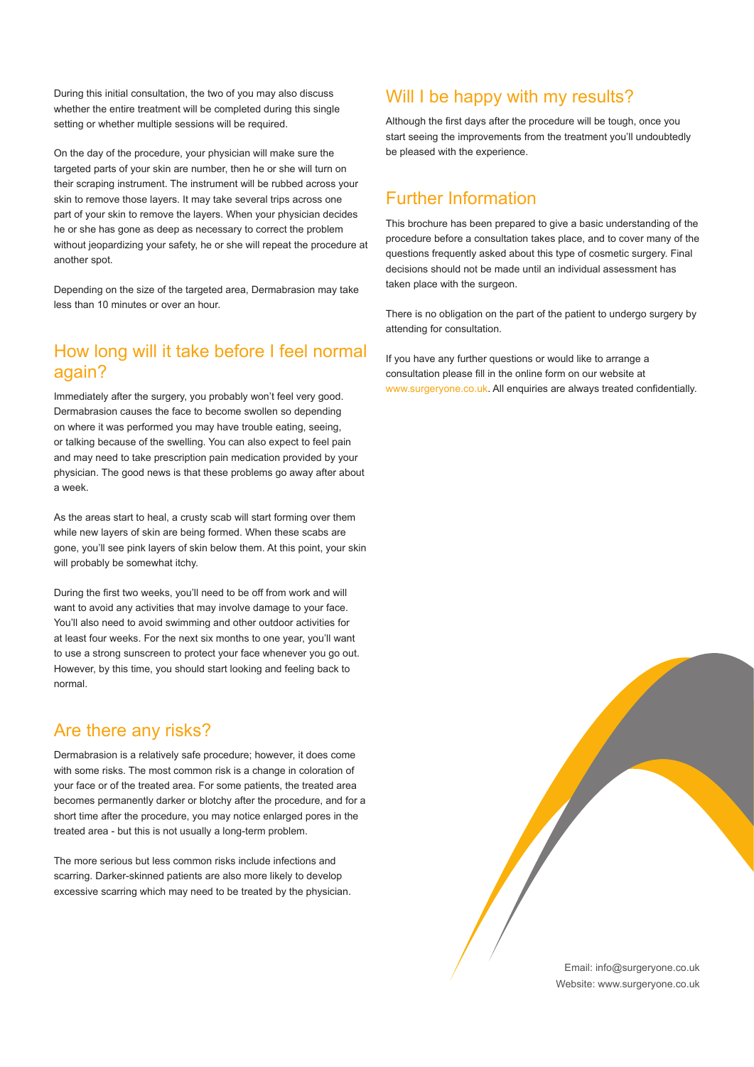During this initial consultation, the two of you may also discuss whether the entire treatment will be completed during this single setting or whether multiple sessions will be required.

On the day of the procedure, your physician will make sure the targeted parts of your skin are number, then he or she will turn on their scraping instrument. The instrument will be rubbed across your skin to remove those layers. It may take several trips across one part of your skin to remove the layers. When your physician decides he or she has gone as deep as necessary to correct the problem without jeopardizing your safety, he or she will repeat the procedure at another spot.

Depending on the size of the targeted area, Dermabrasion may take less than 10 minutes or over an hour.

## How long will it take before I feel normal again?

Immediately after the surgery, you probably won't feel very good. Dermabrasion causes the face to become swollen so depending on where it was performed you may have trouble eating, seeing, or talking because of the swelling. You can also expect to feel pain and may need to take prescription pain medication provided by your physician. The good news is that these problems go away after about a week.

As the areas start to heal, a crusty scab will start forming over them while new layers of skin are being formed. When these scabs are gone, you'll see pink layers of skin below them. At this point, your skin will probably be somewhat itchy.

During the first two weeks, you'll need to be off from work and will want to avoid any activities that may involve damage to your face. You'll also need to avoid swimming and other outdoor activities for at least four weeks. For the next six months to one year, you'll want to use a strong sunscreen to protect your face whenever you go out. However, by this time, you should start looking and feeling back to normal.

## Are there any risks?

Dermabrasion is a relatively safe procedure; however, it does come with some risks. The most common risk is a change in coloration of your face or of the treated area. For some patients, the treated area becomes permanently darker or blotchy after the procedure, and for a short time after the procedure, you may notice enlarged pores in the treated area - but this is not usually a long-term problem.

The more serious but less common risks include infections and scarring. Darker-skinned patients are also more likely to develop excessive scarring which may need to be treated by the physician.

## Will I be happy with my results?

Although the first days after the procedure will be tough, once you start seeing the improvements from the treatment you'll undoubtedly be pleased with the experience.

## Further Information

This brochure has been prepared to give a basic understanding of the procedure before a consultation takes place, and to cover many of the questions frequently asked about this type of cosmetic surgery. Final decisions should not be made until an individual assessment has taken place with the surgeon.

There is no obligation on the part of the patient to undergo surgery by attending for consultation.

If you have any further questions or would like to arrange a consultation please fill in the online form on our website at www.surgeryone.co.uk. All enquiries are always treated confidentially.

Email: info@surgeryone.co.uk
Website: www.surgeryone.co.uk